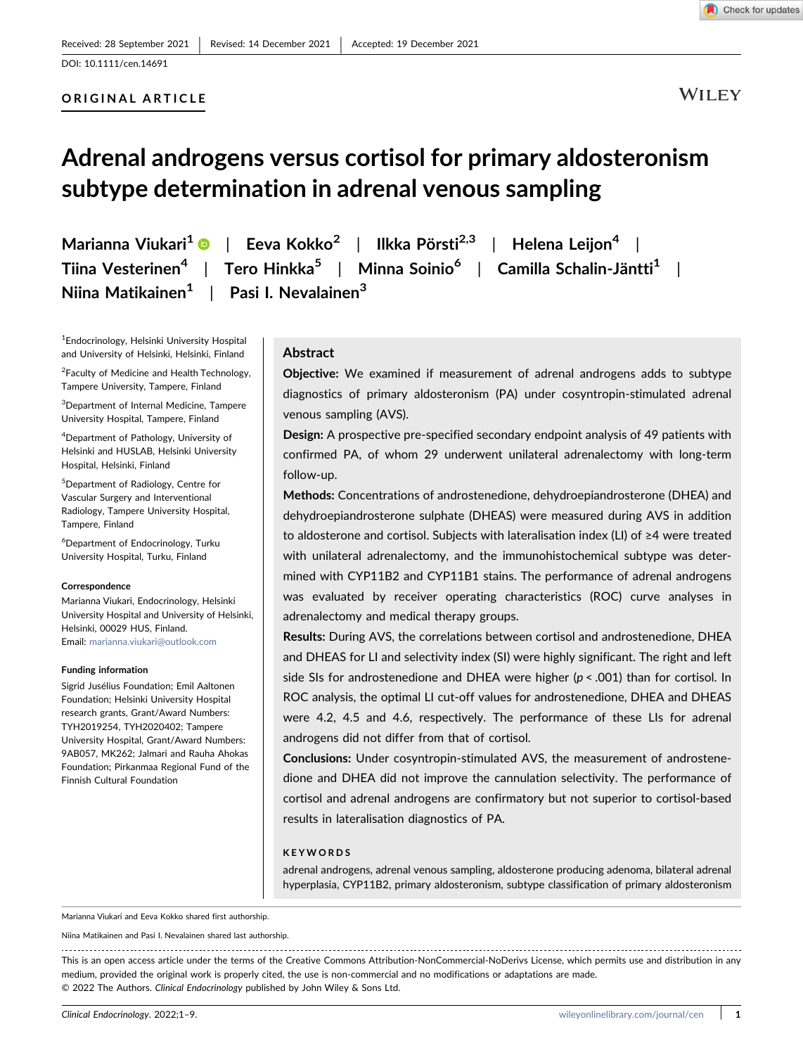Received: 28 September 2021 | Revised: 14 December 2021 | Accepted: 19 December 2021

DOI: 10.1111/cen.14691

ORIGINAL ARTICLE

# Adrenal androgens versus cortisol for primary aldosteronism subtype determination in adrenal venous sampling

Marianna Viukari[1] | Eeva Kokko[2] | Ilkka Pörsti[2,3] | Helena Leijon[4] | Tiina Vesterinen[4] | Tero Hinkka[5] | Minna Soinio[6] | Camilla Schalin-Jäntti[1] | Niina Matikainen[1] | Pasi I. Nevalainen[3]

[1]Endocrinology, Helsinki University Hospital and University of Helsinki, Helsinki, Finland

[2]Faculty of Medicine and Health Technology, Tampere University, Tampere, Finland

[3]Department of Internal Medicine, Tampere University Hospital, Tampere, Finland

[4]Department of Pathology, University of Helsinki and HUSLAB, Helsinki University Hospital, Helsinki, Finland

[5]Department of Radiology, Centre for Vascular Surgery and Interventional Radiology, Tampere University Hospital, Tampere, Finland

[6]Department of Endocrinology, Turku University Hospital, Turku, Finland

**Correspondence**

Marianna Viukari, Endocrinology, Helsinki University Hospital and University of Helsinki, Helsinki, 00029 HUS, Finland.
Email: marianna.viukari@outlook.com

**Funding information**

Sigrid Jusélius Foundation; Emil Aaltonen Foundation; Helsinki University Hospital research grants, Grant/Award Numbers: TYH2019254, TYH2020402; Tampere University Hospital, Grant/Award Numbers: 9AB057, MK262; Jalmari and Rauha Ahokas Foundation; Pirkanmaa Regional Fund of the Finnish Cultural Foundation

## Abstract

**Objective:** We examined if measurement of adrenal androgens adds to subtype diagnostics of primary aldosteronism (PA) under cosyntropin-stimulated adrenal venous sampling (AVS).

**Design:** A prospective pre-specified secondary endpoint analysis of 49 patients with confirmed PA, of whom 29 underwent unilateral adrenalectomy with long-term follow-up.

**Methods:** Concentrations of androstenedione, dehydroepiandrosterone (DHEA) and dehydroepiandrosterone sulphate (DHEAS) were measured during AVS in addition to aldosterone and cortisol. Subjects with lateralisation index (LI) of ≥4 were treated with unilateral adrenalectomy, and the immunohistochemical subtype was determined with CYP11B2 and CYP11B1 stains. The performance of adrenal androgens was evaluated by receiver operating characteristics (ROC) curve analyses in adrenalectomy and medical therapy groups.

**Results:** During AVS, the correlations between cortisol and androstenedione, DHEA and DHEAS for LI and selectivity index (SI) were highly significant. The right and left side SIs for androstenedione and DHEA were higher ($p < .001$) than for cortisol. In ROC analysis, the optimal LI cut-off values for androstenedione, DHEA and DHEAS were 4.2, 4.5 and 4.6, respectively. The performance of these LIs for adrenal androgens did not differ from that of cortisol.

**Conclusions:** Under cosyntropin-stimulated AVS, the measurement of androstenedione and DHEA did not improve the cannulation selectivity. The performance of cortisol and adrenal androgens are confirmatory but not superior to cortisol-based results in lateralisation diagnostics of PA.

**KEYWORDS**

adrenal androgens, adrenal venous sampling, aldosterone producing adenoma, bilateral adrenal hyperplasia, CYP11B2, primary aldosteronism, subtype classification of primary aldosteronism

---

Marianna Viukari and Eeva Kokko shared first authorship.

Niina Matikainen and Pasi I. Nevalainen shared last authorship.

This is an open access article under the terms of the Creative Commons Attribution-NonCommercial-NoDerivs License, which permits use and distribution in any medium, provided the original work is properly cited, the use is non-commercial and no modifications or adaptations are made.
© 2022 The Authors. *Clinical Endocrinology* published by John Wiley & Sons Ltd.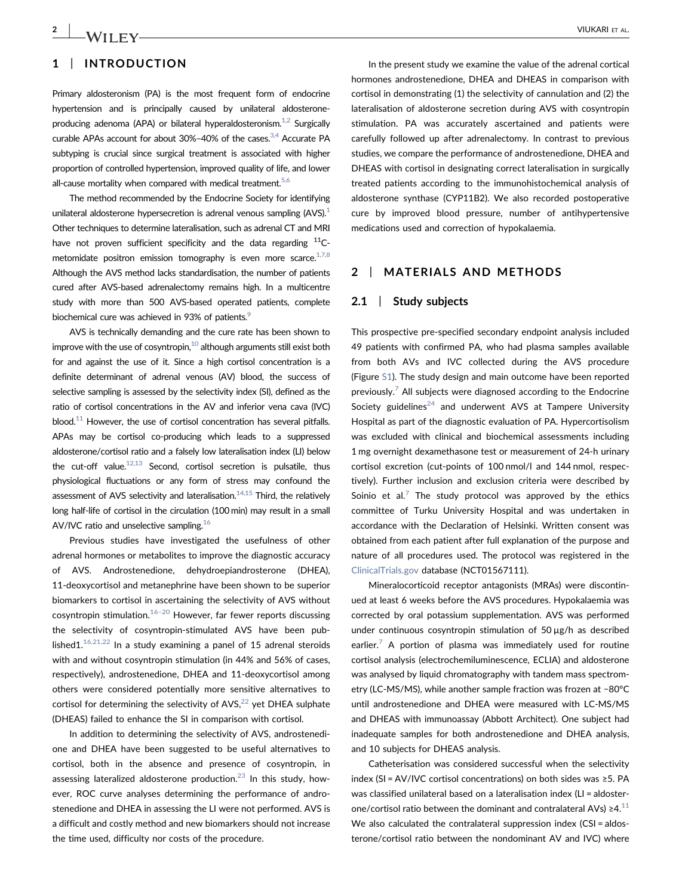## 1 | INTRODUCTION

Primary aldosteronism (PA) is the most frequent form of endocrine hypertension and is principally caused by unilateral aldosterone-producing adenoma (APA) or bilateral hyperaldosteronism.[1,2] Surgically curable APAs account for about 30%–40% of the cases.[3,4] Accurate PA subtyping is crucial since surgical treatment is associated with higher proportion of controlled hypertension, improved quality of life, and lower all-cause mortality when compared with medical treatment.[5,6]

The method recommended by the Endocrine Society for identifying unilateral aldosterone hypersecretion is adrenal venous sampling (AVS).[1] Other techniques to determine lateralisation, such as adrenal CT and MRI have not proven sufficient specificity and the data regarding $^{11}$C-metomidate positron emission tomography is even more scarce.[1,7,8] Although the AVS method lacks standardisation, the number of patients cured after AVS-based adrenalectomy remains high. In a multicentre study with more than 500 AVS-based operated patients, complete biochemical cure was achieved in 93% of patients.[9]

AVS is technically demanding and the cure rate has been shown to improve with the use of cosyntropin,[10] although arguments still exist both for and against the use of it. Since a high cortisol concentration is a definite determinant of adrenal venous (AV) blood, the success of selective sampling is assessed by the selectivity index (SI), defined as the ratio of cortisol concentrations in the AV and inferior vena cava (IVC) blood.[11] However, the use of cortisol concentration has several pitfalls. APAs may be cortisol co-producing which leads to a suppressed aldosterone/cortisol ratio and a falsely low lateralisation index (LI) below the cut-off value.[12,13] Second, cortisol secretion is pulsatile, thus physiological fluctuations or any form of stress may confound the assessment of AVS selectivity and lateralisation.[14,15] Third, the relatively long half-life of cortisol in the circulation (100 min) may result in a small AV/IVC ratio and unselective sampling.[16]

Previous studies have investigated the usefulness of other adrenal hormones or metabolites to improve the diagnostic accuracy of AVS. Androstenedione, dehydroepiandrosterone (DHEA), 11-deoxycortisol and metanephrine have been shown to be superior biomarkers to cortisol in ascertaining the selectivity of AVS without cosyntropin stimulation.[16–20] However, far fewer reports discussing the selectivity of cosyntropin-stimulated AVS have been published1.[16,21,22] In a study examining a panel of 15 adrenal steroids with and without cosyntropin stimulation (in 44% and 56% of cases, respectively), androstenedione, DHEA and 11-deoxycortisol among others were considered potentially more sensitive alternatives to cortisol for determining the selectivity of AVS,[22] yet DHEA sulphate (DHEAS) failed to enhance the SI in comparison with cortisol.

In addition to determining the selectivity of AVS, androstenedione and DHEA have been suggested to be useful alternatives to cortisol, both in the absence and presence of cosyntropin, in assessing lateralized aldosterone production.[23] In this study, however, ROC curve analyses determining the performance of androstenedione and DHEA in assessing the LI were not performed. AVS is a difficult and costly method and new biomarkers should not increase the time used, difficulty nor costs of the procedure.

In the present study we examine the value of the adrenal cortical hormones androstenedione, DHEA and DHEAS in comparison with cortisol in demonstrating (1) the selectivity of cannulation and (2) the lateralisation of aldosterone secretion during AVS with cosyntropin stimulation. PA was accurately ascertained and patients were carefully followed up after adrenalectomy. In contrast to previous studies, we compare the performance of androstenedione, DHEA and DHEAS with cortisol in designating correct lateralisation in surgically treated patients according to the immunohistochemical analysis of aldosterone synthase (CYP11B2). We also recorded postoperative cure by improved blood pressure, number of antihypertensive medications used and correction of hypokalaemia.

## 2 | MATERIALS AND METHODS

### 2.1 | Study subjects

This prospective pre-specified secondary endpoint analysis included 49 patients with confirmed PA, who had plasma samples available from both AVs and IVC collected during the AVS procedure (Figure S1). The study design and main outcome have been reported previously.[7] All subjects were diagnosed according to the Endocrine Society guidelines[24] and underwent AVS at Tampere University Hospital as part of the diagnostic evaluation of PA. Hypercortisolism was excluded with clinical and biochemical assessments including 1 mg overnight dexamethasone test or measurement of 24-h urinary cortisol excretion (cut-points of 100 nmol/l and 144 nmol, respectively). Further inclusion and exclusion criteria were described by Soinio et al.[7] The study protocol was approved by the ethics committee of Turku University Hospital and was undertaken in accordance with the Declaration of Helsinki. Written consent was obtained from each patient after full explanation of the purpose and nature of all procedures used. The protocol was registered in the ClinicalTrials.gov database (NCT01567111).

Mineralocorticoid receptor antagonists (MRAs) were discontinued at least 6 weeks before the AVS procedures. Hypokalaemia was corrected by oral potassium supplementation. AVS was performed under continuous cosyntropin stimulation of 50 µg/h as described earlier.[7] A portion of plasma was immediately used for routine cortisol analysis (electrochemiluminescence, ECLIA) and aldosterone was analysed by liquid chromatography with tandem mass spectrometry (LC-MS/MS), while another sample fraction was frozen at −80°C until androstenedione and DHEA were measured with LC-MS/MS and DHEAS with immunoassay (Abbott Architect). One subject had inadequate samples for both androstenedione and DHEA analysis, and 10 subjects for DHEAS analysis.

Catheterisation was considered successful when the selectivity index (SI = AV/IVC cortisol concentrations) on both sides was ≥5. PA was classified unilateral based on a lateralisation index (LI = aldosterone/cortisol ratio between the dominant and contralateral AVs) ≥4.[11] We also calculated the contralateral suppression index (CSI = aldosterone/cortisol ratio between the nondominant AV and IVC) where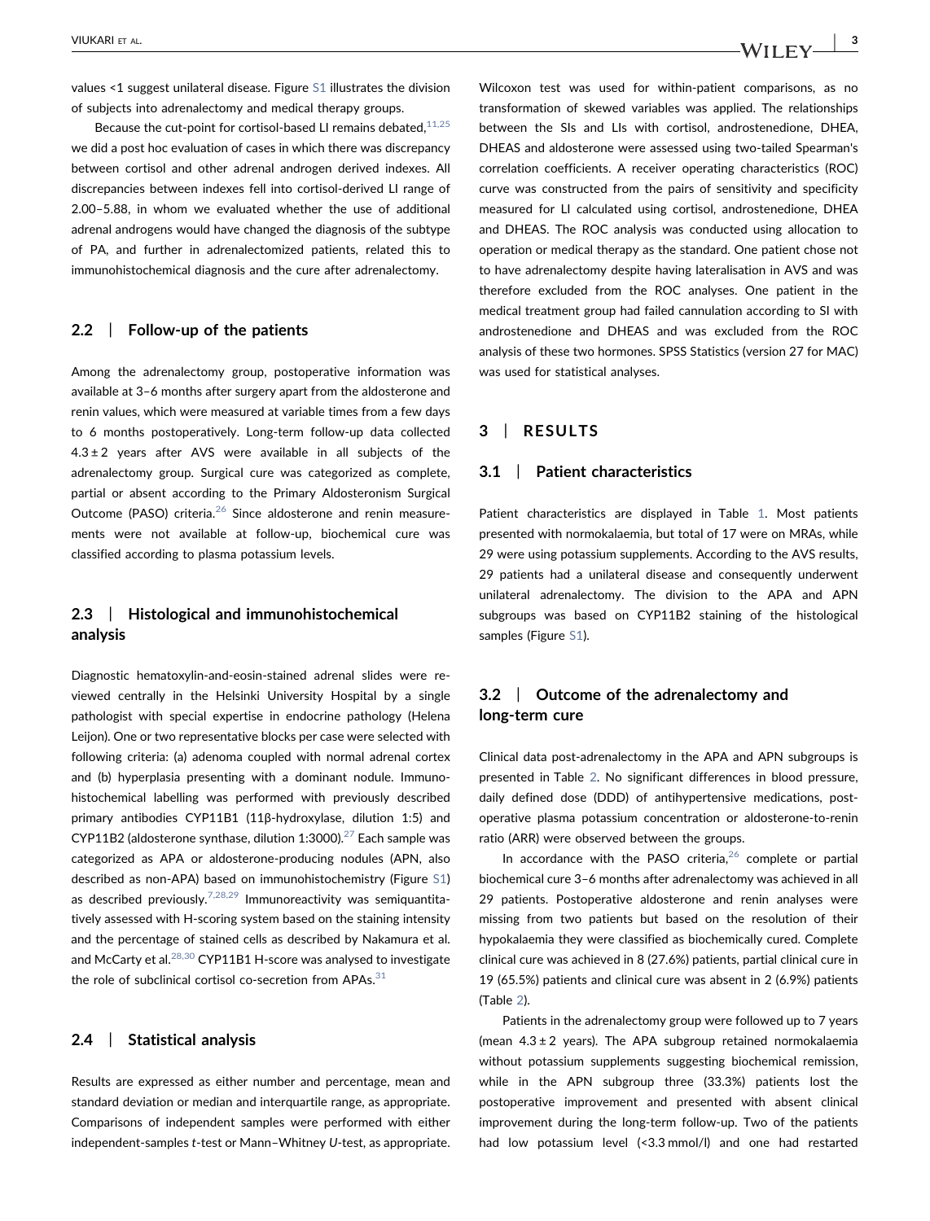values <1 suggest unilateral disease. Figure S1 illustrates the division of subjects into adrenalectomy and medical therapy groups.

Because the cut-point for cortisol-based LI remains debated,[11,25] we did a post hoc evaluation of cases in which there was discrepancy between cortisol and other adrenal androgen derived indexes. All discrepancies between indexes fell into cortisol-derived LI range of 2.00–5.88, in whom we evaluated whether the use of additional adrenal androgens would have changed the diagnosis of the subtype of PA, and further in adrenalectomized patients, related this to immunohistochemical diagnosis and the cure after adrenalectomy.

### 2.2 | Follow-up of the patients

Among the adrenalectomy group, postoperative information was available at 3–6 months after surgery apart from the aldosterone and renin values, which were measured at variable times from a few days to 6 months postoperatively. Long-term follow-up data collected 4.3 ± 2 years after AVS were available in all subjects of the adrenalectomy group. Surgical cure was categorized as complete, partial or absent according to the Primary Aldosteronism Surgical Outcome (PASO) criteria.[26] Since aldosterone and renin measurements were not available at follow-up, biochemical cure was classified according to plasma potassium levels.

### 2.3 | Histological and immunohistochemical analysis

Diagnostic hematoxylin-and-eosin-stained adrenal slides were reviewed centrally in the Helsinki University Hospital by a single pathologist with special expertise in endocrine pathology (Helena Leijon). One or two representative blocks per case were selected with following criteria: (a) adenoma coupled with normal adrenal cortex and (b) hyperplasia presenting with a dominant nodule. Immunohistochemical labelling was performed with previously described primary antibodies CYP11B1 (11β-hydroxylase, dilution 1:5) and CYP11B2 (aldosterone synthase, dilution 1:3000).[27] Each sample was categorized as APA or aldosterone-producing nodules (APN, also described as non-APA) based on immunohistochemistry (Figure S1) as described previously.[7,28,29] Immunoreactivity was semiquantitatively assessed with H-scoring system based on the staining intensity and the percentage of stained cells as described by Nakamura et al. and McCarty et al.[28,30] CYP11B1 H-score was analysed to investigate the role of subclinical cortisol co-secretion from APAs.[31]

### 2.4 | Statistical analysis

Results are expressed as either number and percentage, mean and standard deviation or median and interquartile range, as appropriate. Comparisons of independent samples were performed with either independent-samples *t*-test or Mann–Whitney *U*-test, as appropriate. Wilcoxon test was used for within-patient comparisons, as no transformation of skewed variables was applied. The relationships between the SIs and LIs with cortisol, androstenedione, DHEA, DHEAS and aldosterone were assessed using two-tailed Spearman's correlation coefficients. A receiver operating characteristics (ROC) curve was constructed from the pairs of sensitivity and specificity measured for LI calculated using cortisol, androstenedione, DHEA and DHEAS. The ROC analysis was conducted using allocation to operation or medical therapy as the standard. One patient chose not to have adrenalectomy despite having lateralisation in AVS and was therefore excluded from the ROC analyses. One patient in the medical treatment group had failed cannulation according to SI with androstenedione and DHEAS and was excluded from the ROC analysis of these two hormones. SPSS Statistics (version 27 for MAC) was used for statistical analyses.

## 3 | RESULTS

### 3.1 | Patient characteristics

Patient characteristics are displayed in Table 1. Most patients presented with normokalaemia, but total of 17 were on MRAs, while 29 were using potassium supplements. According to the AVS results, 29 patients had a unilateral disease and consequently underwent unilateral adrenalectomy. The division to the APA and APN subgroups was based on CYP11B2 staining of the histological samples (Figure S1).

### 3.2 | Outcome of the adrenalectomy and long-term cure

Clinical data post-adrenalectomy in the APA and APN subgroups is presented in Table 2. No significant differences in blood pressure, daily defined dose (DDD) of antihypertensive medications, postoperative plasma potassium concentration or aldosterone-to-renin ratio (ARR) were observed between the groups.

In accordance with the PASO criteria,[26] complete or partial biochemical cure 3–6 months after adrenalectomy was achieved in all 29 patients. Postoperative aldosterone and renin analyses were missing from two patients but based on the resolution of their hypokalaemia they were classified as biochemically cured. Complete clinical cure was achieved in 8 (27.6%) patients, partial clinical cure in 19 (65.5%) patients and clinical cure was absent in 2 (6.9%) patients (Table 2).

Patients in the adrenalectomy group were followed up to 7 years (mean 4.3 ± 2 years). The APA subgroup retained normokalaemia without potassium supplements suggesting biochemical remission, while in the APN subgroup three (33.3%) patients lost the postoperative improvement and presented with absent clinical improvement during the long-term follow-up. Two of the patients had low potassium level (<3.3 mmol/l) and one had restarted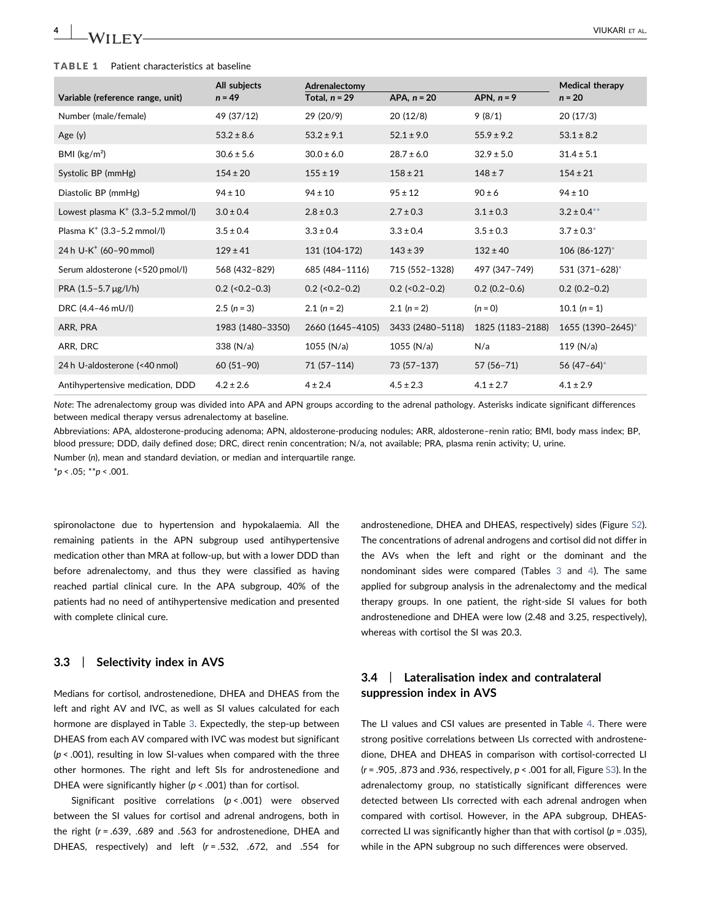**TABLE 1** Patient characteristics at baseline

| Variable (reference range, unit) | All subjects $n = 49$ | Adrenalectomy Total, $n = 29$ | APA, $n = 20$ | APN, $n = 9$ | Medical therapy $n = 20$ |
|---|---|---|---|---|---|
| Number (male/female) | 49 (37/12) | 29 (20/9) | 20 (12/8) | 9 (8/1) | 20 (17/3) |
| Age (y) | 53.2 ± 8.6 | 53.2 ± 9.1 | 52.1 ± 9.0 | 55.9 ± 9.2 | 53.1 ± 8.2 |
| BMI (kg/m²) | 30.6 ± 5.6 | 30.0 ± 6.0 | 28.7 ± 6.0 | 32.9 ± 5.0 | 31.4 ± 5.1 |
| Systolic BP (mmHg) | 154 ± 20 | 155 ± 19 | 158 ± 21 | 148 ± 7 | 154 ± 21 |
| Diastolic BP (mmHg) | 94 ± 10 | 94 ± 10 | 95 ± 12 | 90 ± 6 | 94 ± 10 |
| Lowest plasma $K^+$ (3.3–5.2 mmol/l) | 3.0 ± 0.4 | 2.8 ± 0.3 | 2.7 ± 0.3 | 3.1 ± 0.3 | 3.2 ± 0.4** |
| Plasma $K^+$ (3.3–5.2 mmol/l) | 3.5 ± 0.4 | 3.3 ± 0.4 | 3.3 ± 0.4 | 3.5 ± 0.3 | 3.7 ± 0.3* |
| 24 h U-$K^+$ (60–90 mmol) | 129 ± 41 | 131 (104-172) | 143 ± 39 | 132 ± 40 | 106 (86-127)* |
| Serum aldosterone (<520 pmol/l) | 568 (432–829) | 685 (484–1116) | 715 (552–1328) | 497 (347–749) | 531 (371–628)* |
| PRA (1.5–5.7 µg/l/h) | 0.2 (<0.2–0.3) | 0.2 (<0.2–0.2) | 0.2 (<0.2–0.2) | 0.2 (0.2–0.6) | 0.2 (0.2–0.2) |
| DRC (4.4–46 mU/l) | 2.5 ($n = 3$) | 2.1 ($n = 2$) | 2.1 ($n = 2$) | ($n = 0$) | 10.1 ($n = 1$) |
| ARR, PRA | 1983 (1480–3350) | 2660 (1645–4105) | 3433 (2480–5118) | 1825 (1183–2188) | 1655 (1390–2645)* |
| ARR, DRC | 338 (N/a) | 1055 (N/a) | 1055 (N/a) | N/a | 119 (N/a) |
| 24 h U-aldosterone (<40 nmol) | 60 (51–90) | 71 (57–114) | 73 (57–137) | 57 (56–71) | 56 (47–64)* |
| Antihypertensive medication, DDD | 4.2 ± 2.6 | 4 ± 2.4 | 4.5 ± 2.3 | 4.1 ± 2.7 | 4.1 ± 2.9 |

*Note*: The adrenalectomy group was divided into APA and APN groups according to the adrenal pathology. Asterisks indicate significant differences between medical therapy versus adrenalectomy at baseline.

Abbreviations: APA, aldosterone-producing adenoma; APN, aldosterone-producing nodules; ARR, aldosterone–renin ratio; BMI, body mass index; BP, blood pressure; DDD, daily defined dose; DRC, direct renin concentration; N/a, not available; PRA, plasma renin activity; U, urine.

Number ($n$), mean and standard deviation, or median and interquartile range.

*$p < .05$; **$p < .001$.

spironolactone due to hypertension and hypokalaemia. All the remaining patients in the APN subgroup used antihypertensive medication other than MRA at follow-up, but with a lower DDD than before adrenalectomy, and thus they were classified as having reached partial clinical cure. In the APA subgroup, 40% of the patients had no need of antihypertensive medication and presented with complete clinical cure.

### 3.3 | Selectivity index in AVS

Medians for cortisol, androstenedione, DHEA and DHEAS from the left and right AV and IVC, as well as SI values calculated for each hormone are displayed in Table 3. Expectedly, the step-up between DHEAS from each AV compared with IVC was modest but significant ($p < .001$), resulting in low SI-values when compared with the three other hormones. The right and left SIs for androstenedione and DHEA were significantly higher ($p < .001$) than for cortisol.

Significant positive correlations ($p < .001$) were observed between the SI values for cortisol and adrenal androgens, both in the right ($r = .639$, .689 and .563 for androstenedione, DHEA and DHEAS, respectively) and left ($r = .532$, .672, and .554 for androstenedione, DHEA and DHEAS, respectively) sides (Figure S2). The concentrations of adrenal androgens and cortisol did not differ in the AVs when the left and right or the dominant and the nondominant sides were compared (Tables 3 and 4). The same applied for subgroup analysis in the adrenalectomy and the medical therapy groups. In one patient, the right-side SI values for both androstenedione and DHEA were low (2.48 and 3.25, respectively), whereas with cortisol the SI was 20.3.

### 3.4 | Lateralisation index and contralateral suppression index in AVS

The LI values and CSI values are presented in Table 4. There were strong positive correlations between LIs corrected with androstenedione, DHEA and DHEAS in comparison with cortisol-corrected LI ($r = .905$, .873 and .936, respectively, $p < .001$ for all, Figure S3). In the adrenalectomy group, no statistically significant differences were detected between LIs corrected with each adrenal androgen when compared with cortisol. However, in the APA subgroup, DHEAS-corrected LI was significantly higher than that with cortisol ($p = .035$), while in the APN subgroup no such differences were observed.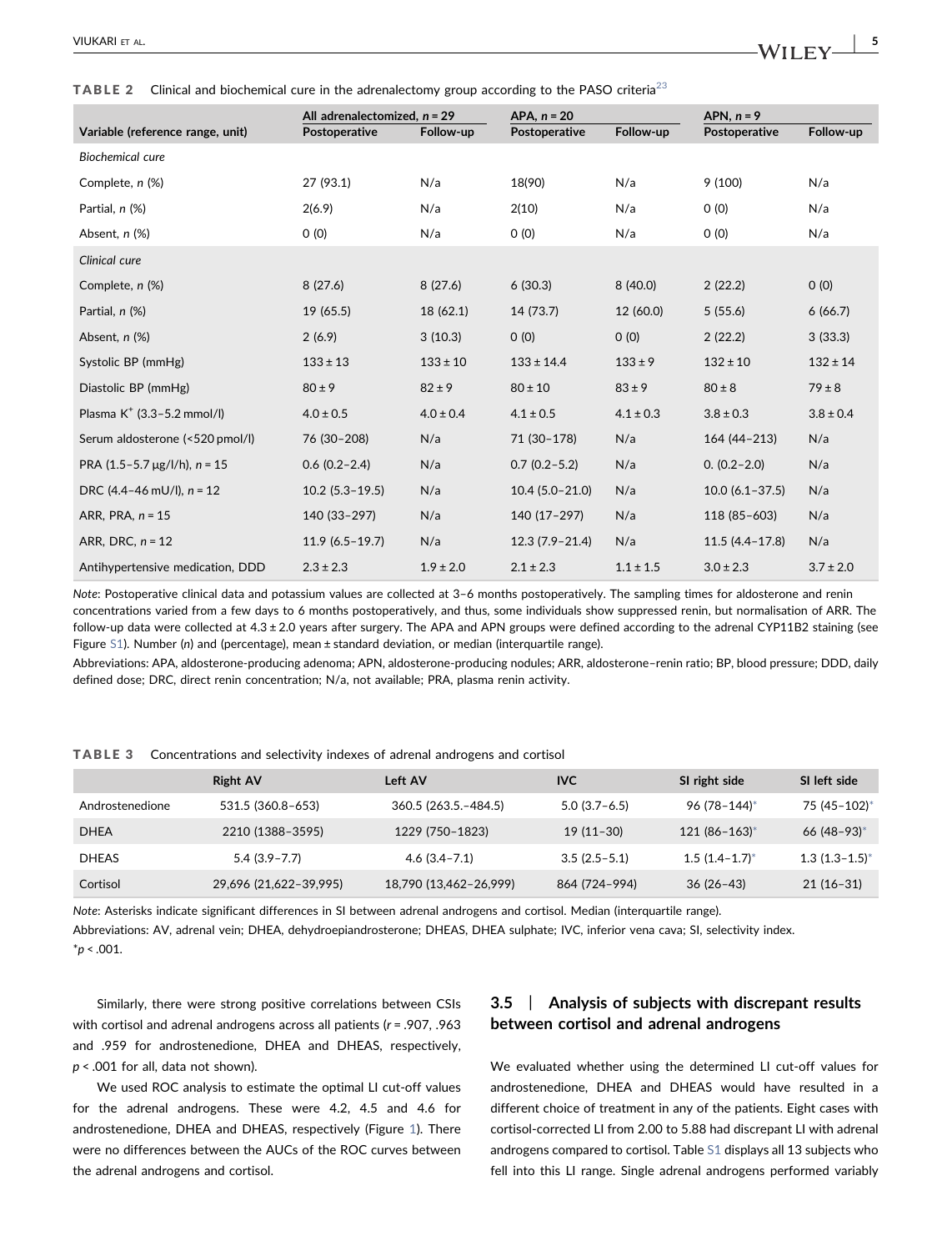**TABLE 2** Clinical and biochemical cure in the adrenalectomy group according to the PASO criteria[23]

| Variable (reference range, unit) | All adrenalectomized, n = 29 | | APA, n = 20 | | APN, n = 9 | |
|---|---|---|---|---|---|---|
| | Postoperative | Follow-up | Postoperative | Follow-up | Postoperative | Follow-up |
| *Biochemical cure* | | | | | | |
| Complete, n (%) | 27 (93.1) | N/a | 18(90) | N/a | 9 (100) | N/a |
| Partial, n (%) | 2(6.9) | N/a | 2(10) | N/a | 0 (0) | N/a |
| Absent, n (%) | 0 (0) | N/a | 0 (0) | N/a | 0 (0) | N/a |
| *Clinical cure* | | | | | | |
| Complete, n (%) | 8 (27.6) | 8 (27.6) | 6 (30.3) | 8 (40.0) | 2 (22.2) | 0 (0) |
| Partial, n (%) | 19 (65.5) | 18 (62.1) | 14 (73.7) | 12 (60.0) | 5 (55.6) | 6 (66.7) |
| Absent, n (%) | 2 (6.9) | 3 (10.3) | 0 (0) | 0 (0) | 2 (22.2) | 3 (33.3) |
| Systolic BP (mmHg) | 133 ± 13 | 133 ± 10 | 133 ± 14.4 | 133 ± 9 | 132 ± 10 | 132 ± 14 |
| Diastolic BP (mmHg) | 80 ± 9 | 82 ± 9 | 80 ± 10 | 83 ± 9 | 80 ± 8 | 79 ± 8 |
| Plasma $K^+$ (3.3–5.2 mmol/l) | 4.0 ± 0.5 | 4.0 ± 0.4 | 4.1 ± 0.5 | 4.1 ± 0.3 | 3.8 ± 0.3 | 3.8 ± 0.4 |
| Serum aldosterone (<520 pmol/l) | 76 (30–208) | N/a | 71 (30–178) | N/a | 164 (44–213) | N/a |
| PRA (1.5–5.7 μg/l/h), n = 15 | 0.6 (0.2–2.4) | N/a | 0.7 (0.2–5.2) | N/a | 0. (0.2–2.0) | N/a |
| DRC (4.4–46 mU/l), n = 12 | 10.2 (5.3–19.5) | N/a | 10.4 (5.0–21.0) | N/a | 10.0 (6.1–37.5) | N/a |
| ARR, PRA, n = 15 | 140 (33–297) | N/a | 140 (17–297) | N/a | 118 (85–603) | N/a |
| ARR, DRC, n = 12 | 11.9 (6.5–19.7) | N/a | 12.3 (7.9–21.4) | N/a | 11.5 (4.4–17.8) | N/a |
| Antihypertensive medication, DDD | 2.3 ± 2.3 | 1.9 ± 2.0 | 2.1 ± 2.3 | 1.1 ± 1.5 | 3.0 ± 2.3 | 3.7 ± 2.0 |

*Note*: Postoperative clinical data and potassium values are collected at 3–6 months postoperatively. The sampling times for aldosterone and renin concentrations varied from a few days to 6 months postoperatively, and thus, some individuals show suppressed renin, but normalisation of ARR. The follow-up data were collected at 4.3 ± 2.0 years after surgery. The APA and APN groups were defined according to the adrenal CYP11B2 staining (see Figure S1). Number (n) and (percentage), mean ± standard deviation, or median (interquartile range).

Abbreviations: APA, aldosterone-producing adenoma; APN, aldosterone-producing nodules; ARR, aldosterone–renin ratio; BP, blood pressure; DDD, daily defined dose; DRC, direct renin concentration; N/a, not available; PRA, plasma renin activity.

**TABLE 3** Concentrations and selectivity indexes of adrenal androgens and cortisol

| | Right AV | Left AV | IVC | SI right side | SI left side |
|---|---|---|---|---|---|
| Androstenedione | 531.5 (360.8–653) | 360.5 (263.5.–484.5) | 5.0 (3.7–6.5) | 96 (78–144)* | 75 (45–102)* |
| DHEA | 2210 (1388–3595) | 1229 (750–1823) | 19 (11–30) | 121 (86–163)* | 66 (48–93)* |
| DHEAS | 5.4 (3.9–7.7) | 4.6 (3.4–7.1) | 3.5 (2.5–5.1) | 1.5 (1.4–1.7)* | 1.3 (1.3–1.5)* |
| Cortisol | 29,696 (21,622–39,995) | 18,790 (13,462–26,999) | 864 (724–994) | 36 (26–43) | 21 (16–31) |

*Note*: Asterisks indicate significant differences in SI between adrenal androgens and cortisol. Median (interquartile range).

Abbreviations: AV, adrenal vein; DHEA, dehydroepiandrosterone; DHEAS, DHEA sulphate; IVC, inferior vena cava; SI, selectivity index.

*$p < .001$.

Similarly, there were strong positive correlations between CSIs with cortisol and adrenal androgens across all patients ($r = .907$, .963 and .959 for androstenedione, DHEA and DHEAS, respectively, $p < .001$ for all, data not shown).

We used ROC analysis to estimate the optimal LI cut-off values for the adrenal androgens. These were 4.2, 4.5 and 4.6 for androstenedione, DHEA and DHEAS, respectively (Figure 1). There were no differences between the AUCs of the ROC curves between the adrenal androgens and cortisol.

### 3.5 | Analysis of subjects with discrepant results between cortisol and adrenal androgens

We evaluated whether using the determined LI cut-off values for androstenedione, DHEA and DHEAS would have resulted in a different choice of treatment in any of the patients. Eight cases with cortisol-corrected LI from 2.00 to 5.88 had discrepant LI with adrenal androgens compared to cortisol. Table S1 displays all 13 subjects who fell into this LI range. Single adrenal androgens performed variably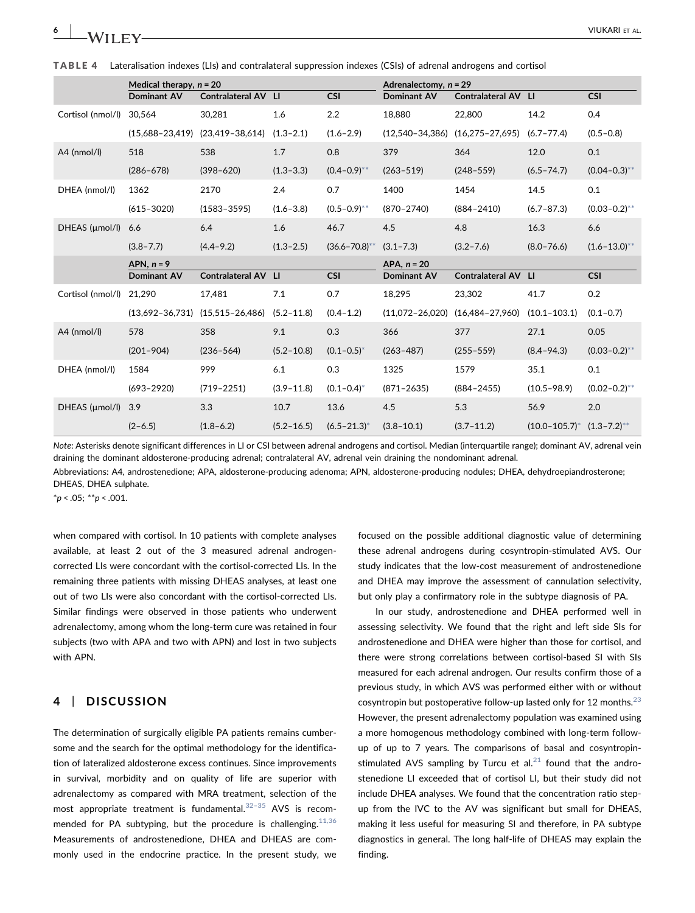**TABLE 4** Lateralisation indexes (LIs) and contralateral suppression indexes (CSIs) of adrenal androgens and cortisol

| | Medical therapy, $n = 20$ | | | | Adrenalectomy, $n = 29$ | | | |
|---|---|---|---|---|---|---|---|---|
| | Dominant AV | Contralateral AV | LI | CSI | Dominant AV | Contralateral AV | LI | CSI |
| Cortisol (nmol/l) | 30,564 | 30,281 | 1.6 | 2.2 | 18,880 | 22,800 | 14.2 | 0.4 |
| | (15,688–23,419) | (23,419–38,614) | (1.3–2.1) | (1.6–2.9) | (12,540–34,386) | (16,275–27,695) | (6.7–77.4) | (0.5–0.8) |
| A4 (nmol/l) | 518 | 538 | 1.7 | 0.8 | 379 | 364 | 12.0 | 0.1 |
| | (286–678) | (398–620) | (1.3–3.3) | (0.4–0.9)** | (263–519) | (248–559) | (6.5–74.7) | (0.04–0.3)** |
| DHEA (nmol/l) | 1362 | 2170 | 2.4 | 0.7 | 1400 | 1454 | 14.5 | 0.1 |
| | (615–3020) | (1583–3595) | (1.6–3.8) | (0.5–0.9)** | (870–2740) | (884–2410) | (6.7–87.3) | (0.03–0.2)** |
| DHEAS (μmol/l) | 6.6 | 6.4 | 1.6 | 46.7 | 4.5 | 4.8 | 16.3 | 6.6 |
| | (3.8–7.7) | (4.4–9.2) | (1.3–2.5) | (36.6–70.8)** | (3.1–7.3) | (3.2–7.6) | (8.0–76.6) | (1.6–13.0)** |
| | APN, $n = 9$ | | | | APA, $n = 20$ | | | |
| | Dominant AV | Contralateral AV | LI | CSI | Dominant AV | Contralateral AV | LI | CSI |
| Cortisol (nmol/l) | 21,290 | 17,481 | 7.1 | 0.7 | 18,295 | 23,302 | 41.7 | 0.2 |
| | (13,692–36,731) | (15,515–26,486) | (5.2–11.8) | (0.4–1.2) | (11,072–26,020) | (16,484–27,960) | (10.1–103.1) | (0.1–0.7) |
| A4 (nmol/l) | 578 | 358 | 9.1 | 0.3 | 366 | 377 | 27.1 | 0.05 |
| | (201–904) | (236–564) | (5.2–10.8) | (0.1–0.5)* | (263–487) | (255–559) | (8.4–94.3) | (0.03–0.2)** |
| DHEA (nmol/l) | 1584 | 999 | 6.1 | 0.3 | 1325 | 1579 | 35.1 | 0.1 |
| | (693–2920) | (719–2251) | (3.9–11.8) | (0.1–0.4)* | (871–2635) | (884–2455) | (10.5–98.9) | (0.02–0.2)** |
| DHEAS (μmol/l) | 3.9 | 3.3 | 10.7 | 13.6 | 4.5 | 5.3 | 56.9 | 2.0 |
| | (2–6.5) | (1.8–6.2) | (5.2–16.5) | (6.5–21.3)* | (3.8–10.1) | (3.7–11.2) | (10.0–105.7)* | (1.3–7.2)** |

*Note*: Asterisks denote significant differences in LI or CSI between adrenal androgens and cortisol. Median (interquartile range); dominant AV, adrenal vein draining the dominant aldosterone-producing adrenal; contralateral AV, adrenal vein draining the nondominant adrenal.

Abbreviations: A4, androstenedione; APA, aldosterone-producing adenoma; APN, aldosterone-producing nodules; DHEA, dehydroepiandrosterone; DHEAS, DHEA sulphate.

*$p < .05$; **$p < .001$.

when compared with cortisol. In 10 patients with complete analyses available, at least 2 out of the 3 measured adrenal androgen-corrected LIs were concordant with the cortisol-corrected LIs. In the remaining three patients with missing DHEAS analyses, at least one out of two LIs were also concordant with the cortisol-corrected LIs. Similar findings were observed in those patients who underwent adrenalectomy, among whom the long-term cure was retained in four subjects (two with APA and two with APN) and lost in two subjects with APN.

## 4 | DISCUSSION

The determination of surgically eligible PA patients remains cumbersome and the search for the optimal methodology for the identification of lateralized aldosterone excess continues. Since improvements in survival, morbidity and on quality of life are superior with adrenalectomy as compared with MRA treatment, selection of the most appropriate treatment is fundamental.[32–35] AVS is recommended for PA subtyping, but the procedure is challenging.[11,36] Measurements of androstenedione, DHEA and DHEAS are commonly used in the endocrine practice. In the present study, we focused on the possible additional diagnostic value of determining these adrenal androgens during cosyntropin-stimulated AVS. Our study indicates that the low-cost measurement of androstenedione and DHEA may improve the assessment of cannulation selectivity, but only play a confirmatory role in the subtype diagnosis of PA.

In our study, androstenedione and DHEA performed well in assessing selectivity. We found that the right and left side SIs for androstenedione and DHEA were higher than those for cortisol, and there were strong correlations between cortisol-based SI with SIs measured for each adrenal androgen. Our results confirm those of a previous study, in which AVS was performed either with or without cosyntropin but postoperative follow-up lasted only for 12 months.[23] However, the present adrenalectomy population was examined using a more homogenous methodology combined with long-term follow-up of up to 7 years. The comparisons of basal and cosyntropin-stimulated AVS sampling by Turcu et al.[21] found that the androstenedione LI exceeded that of cortisol LI, but their study did not include DHEA analyses. We found that the concentration ratio step-up from the IVC to the AV was significant but small for DHEAS, making it less useful for measuring SI and therefore, in PA subtype diagnostics in general. The long half-life of DHEAS may explain the finding.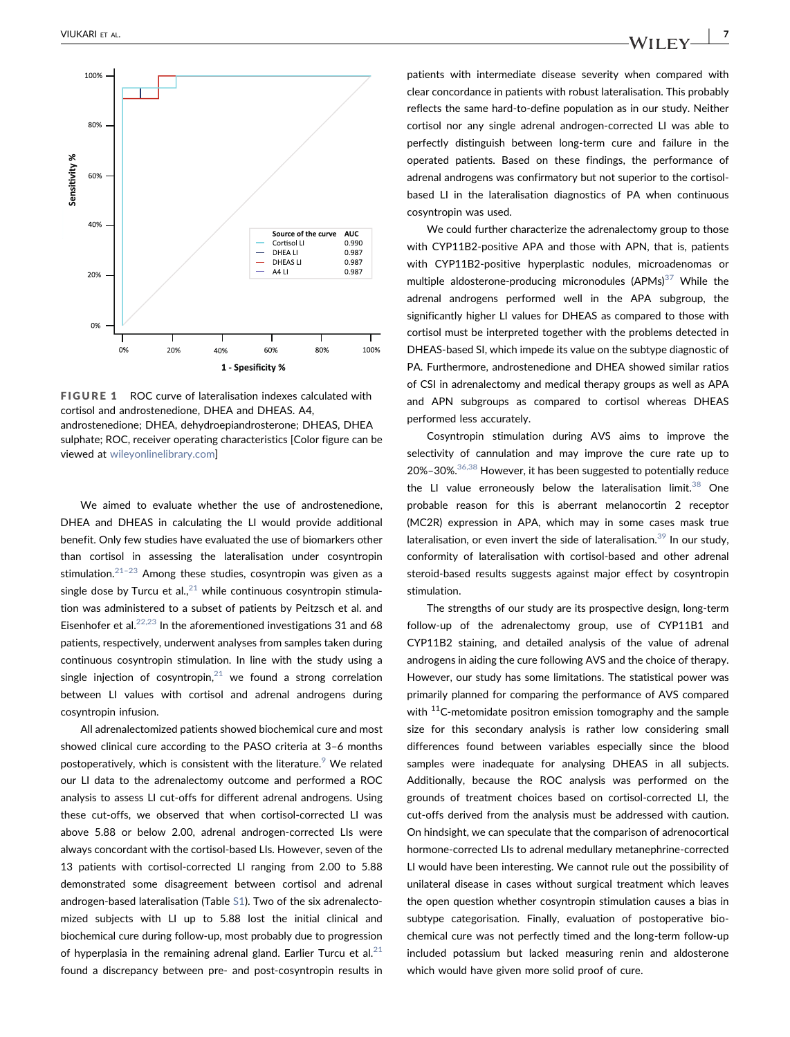FIGURE 1 ROC curve of lateralisation indexes calculated with cortisol and androstenedione, DHEA and DHEAS. A4, androstenedione; DHEA, dehydroepiandrosterone; DHEAS, DHEA sulphate; ROC, receiver operating characteristics [Color figure can be viewed at wileyonlinelibrary.com]

We aimed to evaluate whether the use of androstenedione, DHEA and DHEAS in calculating the LI would provide additional benefit. Only few studies have evaluated the use of biomarkers other than cortisol in assessing the lateralisation under cosyntropin stimulation.[21–23] Among these studies, cosyntropin was given as a single dose by Turcu et al.,[21] while continuous cosyntropin stimulation was administered to a subset of patients by Peitzsch et al. and Eisenhofer et al.[22,23] In the aforementioned investigations 31 and 68 patients, respectively, underwent analyses from samples taken during continuous cosyntropin stimulation. In line with the study using a single injection of cosyntropin,[21] we found a strong correlation between LI values with cortisol and adrenal androgens during cosyntropin infusion.

All adrenalectomized patients showed biochemical cure and most showed clinical cure according to the PASO criteria at 3–6 months postoperatively, which is consistent with the literature.[9] We related our LI data to the adrenalectomy outcome and performed a ROC analysis to assess LI cut-offs for different adrenal androgens. Using these cut-offs, we observed that when cortisol-corrected LI was above 5.88 or below 2.00, adrenal androgen-corrected LIs were always concordant with the cortisol-based LIs. However, seven of the 13 patients with cortisol-corrected LI ranging from 2.00 to 5.88 demonstrated some disagreement between cortisol and adrenal androgen-based lateralisation (Table S1). Two of the six adrenalectomized subjects with LI up to 5.88 lost the initial clinical and biochemical cure during follow-up, most probably due to progression of hyperplasia in the remaining adrenal gland. Earlier Turcu et al.[21] found a discrepancy between pre- and post-cosyntropin results in patients with intermediate disease severity when compared with clear concordance in patients with robust lateralisation. This probably reflects the same hard-to-define population as in our study. Neither cortisol nor any single adrenal androgen-corrected LI was able to perfectly distinguish between long-term cure and failure in the operated patients. Based on these findings, the performance of adrenal androgens was confirmatory but not superior to the cortisol-based LI in the lateralisation diagnostics of PA when continuous cosyntropin was used.

We could further characterize the adrenalectomy group to those with CYP11B2-positive APA and those with APN, that is, patients with CYP11B2-positive hyperplastic nodules, microadenomas or multiple aldosterone-producing micronodules (APMs)[37] While the adrenal androgens performed well in the APA subgroup, the significantly higher LI values for DHEAS as compared to those with cortisol must be interpreted together with the problems detected in DHEAS-based SI, which impede its value on the subtype diagnostic of PA. Furthermore, androstenedione and DHEA showed similar ratios of CSI in adrenalectomy and medical therapy groups as well as APA and APN subgroups as compared to cortisol whereas DHEAS performed less accurately.

Cosyntropin stimulation during AVS aims to improve the selectivity of cannulation and may improve the cure rate up to 20%–30%.[36,38] However, it has been suggested to potentially reduce the LI value erroneously below the lateralisation limit.[38] One probable reason for this is aberrant melanocortin 2 receptor (MC2R) expression in APA, which may in some cases mask true lateralisation, or even invert the side of lateralisation.[39] In our study, conformity of lateralisation with cortisol-based and other adrenal steroid-based results suggests against major effect by cosyntropin stimulation.

The strengths of our study are its prospective design, long-term follow-up of the adrenalectomy group, use of CYP11B1 and CYP11B2 staining, and detailed analysis of the value of adrenal androgens in aiding the cure following AVS and the choice of therapy. However, our study has some limitations. The statistical power was primarily planned for comparing the performance of AVS compared with $^{11}$C-metomidate positron emission tomography and the sample size for this secondary analysis is rather low considering small differences found between variables especially since the blood samples were inadequate for analysing DHEAS in all subjects. Additionally, because the ROC analysis was performed on the grounds of treatment choices based on cortisol-corrected LI, the cut-offs derived from the analysis must be addressed with caution. On hindsight, we can speculate that the comparison of adrenocortical hormone-corrected LIs to adrenal medullary metanephrine-corrected LI would have been interesting. We cannot rule out the possibility of unilateral disease in cases without surgical treatment which leaves the open question whether cosyntropin stimulation causes a bias in subtype categorisation. Finally, evaluation of postoperative biochemical cure was not perfectly timed and the long-term follow-up included potassium but lacked measuring renin and aldosterone which would have given more solid proof of cure.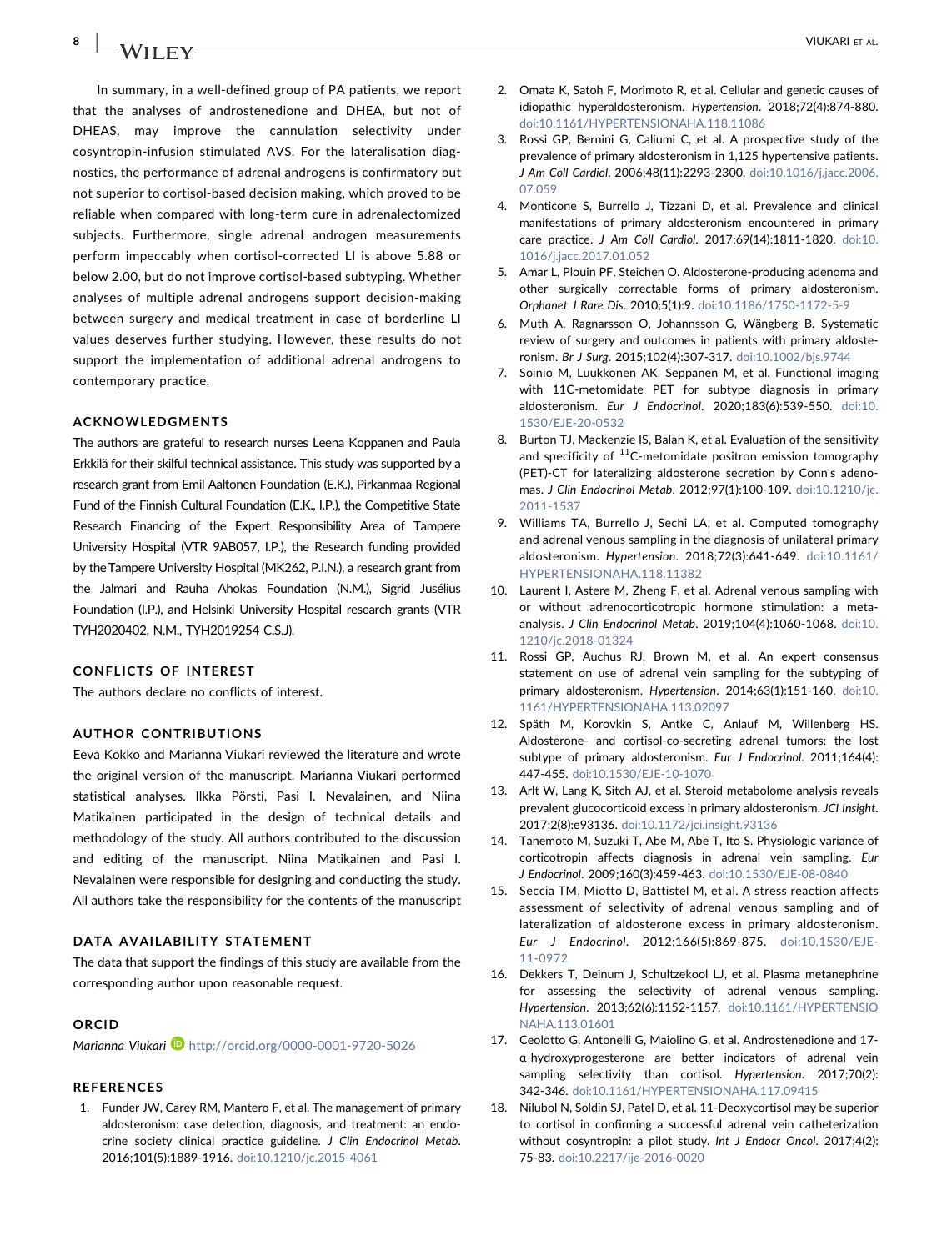In summary, in a well-defined group of PA patients, we report that the analyses of androstenedione and DHEA, but not of DHEAS, may improve the cannulation selectivity under cosyntropin-infusion stimulated AVS. For the lateralisation diagnostics, the performance of adrenal androgens is confirmatory but not superior to cortisol-based decision making, which proved to be reliable when compared with long-term cure in adrenalectomized subjects. Furthermore, single adrenal androgen measurements perform impeccably when cortisol-corrected LI is above 5.88 or below 2.00, but do not improve cortisol-based subtyping. Whether analyses of multiple adrenal androgens support decision-making between surgery and medical treatment in case of borderline LI values deserves further studying. However, these results do not support the implementation of additional adrenal androgens to contemporary practice.

## ACKNOWLEDGMENTS

The authors are grateful to research nurses Leena Koppanen and Paula Erkkilä for their skilful technical assistance. This study was supported by a research grant from Emil Aaltonen Foundation (E.K.), Pirkanmaa Regional Fund of the Finnish Cultural Foundation (E.K., I.P.), the Competitive State Research Financing of the Expert Responsibility Area of Tampere University Hospital (VTR 9AB057, I.P.), the Research funding provided by the Tampere University Hospital (MK262, P.I.N.), a research grant from the Jalmari and Rauha Ahokas Foundation (N.M.), Sigrid Jusélius Foundation (I.P.), and Helsinki University Hospital research grants (VTR TYH2020402, N.M., TYH2019254 C.S.J).

## CONFLICTS OF INTEREST

The authors declare no conflicts of interest.

## AUTHOR CONTRIBUTIONS

Eeva Kokko and Marianna Viukari reviewed the literature and wrote the original version of the manuscript. Marianna Viukari performed statistical analyses. Ilkka Pörsti, Pasi I. Nevalainen, and Niina Matikainen participated in the design of technical details and methodology of the study. All authors contributed to the discussion and editing of the manuscript. Niina Matikainen and Pasi I. Nevalainen were responsible for designing and conducting the study. All authors take the responsibility for the contents of the manuscript

## DATA AVAILABILITY STATEMENT

The data that support the findings of this study are available from the corresponding author upon reasonable request.

## ORCID

*Marianna Viukari* http://orcid.org/0000-0001-9720-5026

## REFERENCES

1. Funder JW, Carey RM, Mantero F, et al. The management of primary aldosteronism: case detection, diagnosis, and treatment: an endocrine society clinical practice guideline. *J Clin Endocrinol Metab*. 2016;101(5):1889-1916. doi:10.1210/jc.2015-4061
2. Omata K, Satoh F, Morimoto R, et al. Cellular and genetic causes of idiopathic hyperaldosteronism. *Hypertension*. 2018;72(4):874-880. doi:10.1161/HYPERTENSIONAHA.118.11086
3. Rossi GP, Bernini G, Caliumi C, et al. A prospective study of the prevalence of primary aldosteronism in 1,125 hypertensive patients. *J Am Coll Cardiol*. 2006;48(11):2293-2300. doi:10.1016/j.jacc.2006.07.059
4. Monticone S, Burrello J, Tizzani D, et al. Prevalence and clinical manifestations of primary aldosteronism encountered in primary care practice. *J Am Coll Cardiol*. 2017;69(14):1811-1820. doi:10.1016/j.jacc.2017.01.052
5. Amar L, Plouin PF, Steichen O. Aldosterone-producing adenoma and other surgically correctable forms of primary aldosteronism. *Orphanet J Rare Dis*. 2010;5(1):9. doi:10.1186/1750-1172-5-9
6. Muth A, Ragnarsson O, Johannsson G, Wängberg B. Systematic review of surgery and outcomes in patients with primary aldosteronism. *Br J Surg*. 2015;102(4):307-317. doi:10.1002/bjs.9744
7. Soinio M, Luukkonen AK, Seppanen M, et al. Functional imaging with 11C-metomidate PET for subtype diagnosis in primary aldosteronism. *Eur J Endocrinol*. 2020;183(6):539-550. doi:10.1530/EJE-20-0532
8. Burton TJ, Mackenzie IS, Balan K, et al. Evaluation of the sensitivity and specificity of $^{11}$C-metomidate positron emission tomography (PET)-CT for lateralizing aldosterone secretion by Conn's adenomas. *J Clin Endocrinol Metab*. 2012;97(1):100-109. doi:10.1210/jc.2011-1537
9. Williams TA, Burrello J, Sechi LA, et al. Computed tomography and adrenal venous sampling in the diagnosis of unilateral primary aldosteronism. *Hypertension*. 2018;72(3):641-649. doi:10.1161/HYPERTENSIONAHA.118.11382
10. Laurent I, Astere M, Zheng F, et al. Adrenal venous sampling with or without adrenocorticotropic hormone stimulation: a meta-analysis. *J Clin Endocrinol Metab*. 2019;104(4):1060-1068. doi:10.1210/jc.2018-01324
11. Rossi GP, Auchus RJ, Brown M, et al. An expert consensus statement on use of adrenal vein sampling for the subtyping of primary aldosteronism. *Hypertension*. 2014;63(1):151-160. doi:10.1161/HYPERTENSIONAHA.113.02097
12. Späth M, Korovkin S, Antke C, Anlauf M, Willenberg HS. Aldosterone- and cortisol-co-secreting adrenal tumors: the lost subtype of primary aldosteronism. *Eur J Endocrinol*. 2011;164(4):447-455. doi:10.1530/EJE-10-1070
13. Arlt W, Lang K, Sitch AJ, et al. Steroid metabolome analysis reveals prevalent glucocorticoid excess in primary aldosteronism. *JCI Insight*. 2017;2(8):e93136. doi:10.1172/jci.insight.93136
14. Tanemoto M, Suzuki T, Abe M, Abe T, Ito S. Physiologic variance of corticotropin affects diagnosis in adrenal vein sampling. *Eur J Endocrinol*. 2009;160(3):459-463. doi:10.1530/EJE-08-0840
15. Seccia TM, Miotto D, Battistel M, et al. A stress reaction affects assessment of selectivity of adrenal venous sampling and of lateralization of aldosterone excess in primary aldosteronism. *Eur J Endocrinol*. 2012;166(5):869-875. doi:10.1530/EJE-11-0972
16. Dekkers T, Deinum J, Schultzekool LJ, et al. Plasma metanephrine for assessing the selectivity of adrenal venous sampling. *Hypertension*. 2013;62(6):1152-1157. doi:10.1161/HYPERTENSIONAHA.113.01601
17. Ceolotto G, Antonelli G, Maiolino G, et al. Androstenedione and 17-α-hydroxyprogesterone are better indicators of adrenal vein sampling selectivity than cortisol. *Hypertension*. 2017;70(2):342-346. doi:10.1161/HYPERTENSIONAHA.117.09415
18. Nilubol N, Soldin SJ, Patel D, et al. 11-Deoxycortisol may be superior to cortisol in confirming a successful adrenal vein catheterization without cosyntropin: a pilot study. *Int J Endocr Oncol*. 2017;4(2):75-83. doi:10.2217/ije-2016-0020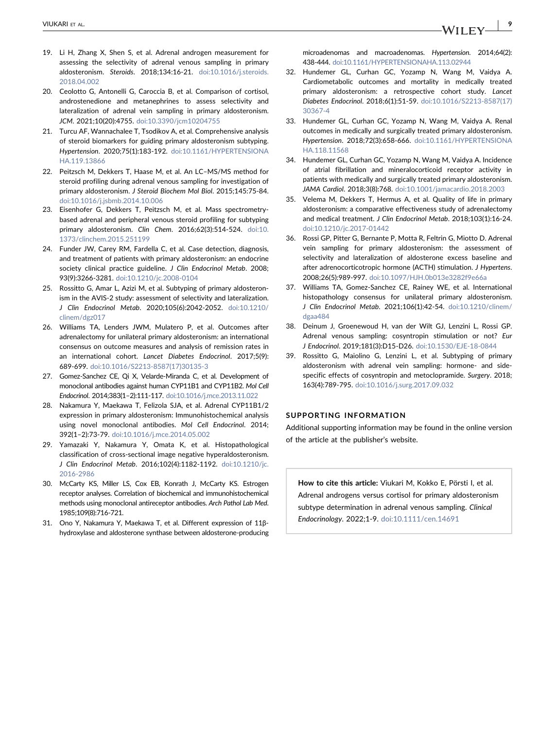19. Li H, Zhang X, Shen S, et al. Adrenal androgen measurement for assessing the selectivity of adrenal venous sampling in primary aldosteronism. *Steroids*. 2018;134:16-21. doi:10.1016/j.steroids.2018.04.002
20. Ceolotto G, Antonelli G, Caroccia B, et al. Comparison of cortisol, androstenedione and metanephrines to assess selectivity and lateralization of adrenal vein sampling in primary aldosteronism. *JCM*. 2021;10(20):4755. doi:10.3390/jcm10204755
21. Turcu AF, Wannachalee T, Tsodikov A, et al. Comprehensive analysis of steroid biomarkers for guiding primary aldosteronism subtyping. *Hypertension*. 2020;75(1):183-192. doi:10.1161/HYPERTENSIONAHA.119.13866
22. Peitzsch M, Dekkers T, Haase M, et al. An LC–MS/MS method for steroid profiling during adrenal venous sampling for investigation of primary aldosteronism. *J Steroid Biochem Mol Biol*. 2015;145:75-84. doi:10.1016/j.jsbmb.2014.10.006
23. Eisenhofer G, Dekkers T, Peitzsch M, et al. Mass spectrometry-based adrenal and peripheral venous steroid profiling for subtyping primary aldosteronism. *Clin Chem*. 2016;62(3):514-524. doi:10.1373/clinchem.2015.251199
24. Funder JW, Carey RM, Fardella C, et al. Case detection, diagnosis, and treatment of patients with primary aldosteronism: an endocrine society clinical practice guideline. *J Clin Endocrinol Metab*. 2008;93(9):3266-3281. doi:10.1210/jc.2008-0104
25. Rossitto G, Amar L, Azizi M, et al. Subtyping of primary aldosteronism in the AVIS-2 study: assessment of selectivity and lateralization. *J Clin Endocrinol Metab*. 2020;105(6):2042-2052. doi:10.1210/clinem/dgz017
26. Williams TA, Lenders JWM, Mulatero P, et al. Outcomes after adrenalectomy for unilateral primary aldosteronism: an international consensus on outcome measures and analysis of remission rates in an international cohort. *Lancet Diabetes Endocrinol*. 2017;5(9):689-699. doi:10.1016/S2213-8587(17)30135-3
27. Gomez-Sanchez CE, Qi X, Velarde-Miranda C, et al. Development of monoclonal antibodies against human CYP11B1 and CYP11B2. *Mol Cell Endocrinol*. 2014;383(1–2):111-117. doi:10.1016/j.mce.2013.11.022
28. Nakamura Y, Maekawa T, Felizola SJA, et al. Adrenal CYP11B1/2 expression in primary aldosteronism: Immunohistochemical analysis using novel monoclonal antibodies. *Mol Cell Endocrinol*. 2014;392(1–2):73-79. doi:10.1016/j.mce.2014.05.002
29. Yamazaki Y, Nakamura Y, Omata K, et al. Histopathological classification of cross-sectional image negative hyperaldosteronism. *J Clin Endocrinol Metab*. 2016;102(4):1182-1192. doi:10.1210/jc.2016-2986
30. McCarty KS, Miller LS, Cox EB, Konrath J, McCarty KS. Estrogen receptor analyses. Correlation of biochemical and immunohistochemical methods using monoclonal antireceptor antibodies. *Arch Pathol Lab Med*. 1985;109(8):716-721.
31. Ono Y, Nakamura Y, Maekawa T, et al. Different expression of 11β-hydroxylase and aldosterone synthase between aldosterone-producing microadenomas and macroadenomas. *Hypertension*. 2014;64(2):438-444. doi:10.1161/HYPERTENSIONAHA.113.02944
32. Hundemer GL, Curhan GC, Yozamp N, Wang M, Vaidya A. Cardiometabolic outcomes and mortality in medically treated primary aldosteronism: a retrospective cohort study. *Lancet Diabetes Endocrinol*. 2018;6(1):51-59. doi:10.1016/S2213-8587(17)30367-4
33. Hundemer GL, Curhan GC, Yozamp N, Wang M, Vaidya A. Renal outcomes in medically and surgically treated primary aldosteronism. *Hypertension*. 2018;72(3):658-666. doi:10.1161/HYPERTENSIONAHA.118.11568
34. Hundemer GL, Curhan GC, Yozamp N, Wang M, Vaidya A. Incidence of atrial fibrillation and mineralocorticoid receptor activity in patients with medically and surgically treated primary aldosteronism. *JAMA Cardiol*. 2018;3(8):768. doi:10.1001/jamacardio.2018.2003
35. Velema M, Dekkers T, Hermus A, et al. Quality of life in primary aldosteronism: a comparative effectiveness study of adrenalectomy and medical treatment. *J Clin Endocrinol Metab*. 2018;103(1):16-24. doi:10.1210/jc.2017-01442
36. Rossi GP, Pitter G, Bernante P, Motta R, Feltrin G, Miotto D. Adrenal vein sampling for primary aldosteronism: the assessment of selectivity and lateralization of aldosterone excess baseline and after adrenocorticotropic hormone (ACTH) stimulation. *J Hypertens*. 2008;26(5):989-997. doi:10.1097/HJH.0b013e3282f9e66a
37. Williams TA, Gomez-Sanchez CE, Rainey WE, et al. International histopathology consensus for unilateral primary aldosteronism. *J Clin Endocrinol Metab*. 2021;106(1):42-54. doi:10.1210/clinem/dgaa484
38. Deinum J, Groenewoud H, van der Wilt GJ, Lenzini L, Rossi GP. Adrenal venous sampling: cosyntropin stimulation or not? *Eur J Endocrinol*. 2019;181(3):D15-D26. doi:10.1530/EJE-18-0844
39. Rossitto G, Maiolino G, Lenzini L, et al. Subtyping of primary aldosteronism with adrenal vein sampling: hormone- and side-specific effects of cosyntropin and metoclopramide. *Surgery*. 2018;163(4):789-795. doi:10.1016/j.surg.2017.09.032

## SUPPORTING INFORMATION

Additional supporting information may be found in the online version of the article at the publisher's website.

**How to cite this article:** Viukari M, Kokko E, Pörsti I, et al. Adrenal androgens versus cortisol for primary aldosteronism subtype determination in adrenal venous sampling. *Clinical Endocrinology*. 2022;1-9. doi:10.1111/cen.14691